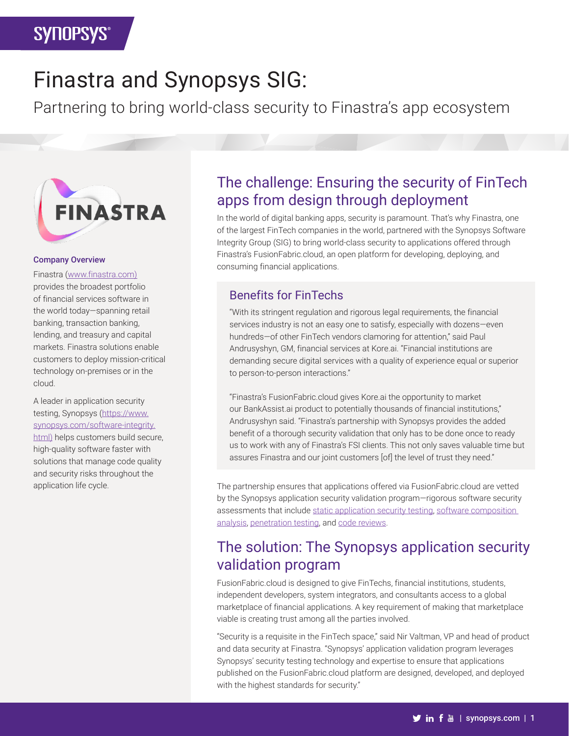# Finastra and Synopsys SIG:

## Partnering to bring world-class security to Finastra's app ecosystem

### Company Overview

Finastra (www.finastra.com) provides the broadest portfolio of financial services software in the world today—spanning retail banking, transaction banking, lending, and treasury and capital markets. Finastra solutions enable customers to deploy mission-critical technology on-premises or in the cloud.

A leader in application security testing, Synopsys (https://www.synopsys.com/software-integrity.html) helps customers build secure, high-quality software faster with solutions that manage code quality and security risks throughout the application life cycle.

## The challenge: Ensuring the security of FinTech apps from design through deployment

In the world of digital banking apps, security is paramount. That's why Finastra, one of the largest FinTech companies in the world, partnered with the Synopsys Software Integrity Group (SIG) to bring world-class security to applications offered through Finastra's FusionFabric.cloud, an open platform for developing, deploying, and consuming financial applications.

### Benefits for FinTechs

"With its stringent regulation and rigorous legal requirements, the financial services industry is not an easy one to satisfy, especially with dozens—even hundreds—of other FinTech vendors clamoring for attention," said Paul Andrusyshyn, GM, financial services at Kore.ai. "Financial institutions are demanding secure digital services with a quality of experience equal or superior to person-to-person interactions."

"Finastra's FusionFabric.cloud gives Kore.ai the opportunity to market our BankAssist.ai product to potentially thousands of financial institutions," Andrusyshyn said. "Finastra's partnership with Synopsys provides the added benefit of a thorough security validation that only has to be done once to ready us to work with any of Finastra's FSI clients. This not only saves valuable time but assures Finastra and our joint customers [of] the level of trust they need."

The partnership ensures that applications offered via FusionFabric.cloud are vetted by the Synopsys application security validation program—rigorous software security assessments that include static application security testing, software composition analysis, penetration testing, and code reviews.

## The solution: The Synopsys application security validation program

FusionFabric.cloud is designed to give FinTechs, financial institutions, students, independent developers, system integrators, and consultants access to a global marketplace of financial applications. A key requirement of making that marketplace viable is creating trust among all the parties involved.

"Security is a requisite in the FinTech space," said Nir Valtman, VP and head of product and data security at Finastra. "Synopsys' application validation program leverages Synopsys' security testing technology and expertise to ensure that applications published on the FusionFabric.cloud platform are designed, developed, and deployed with the highest standards for security."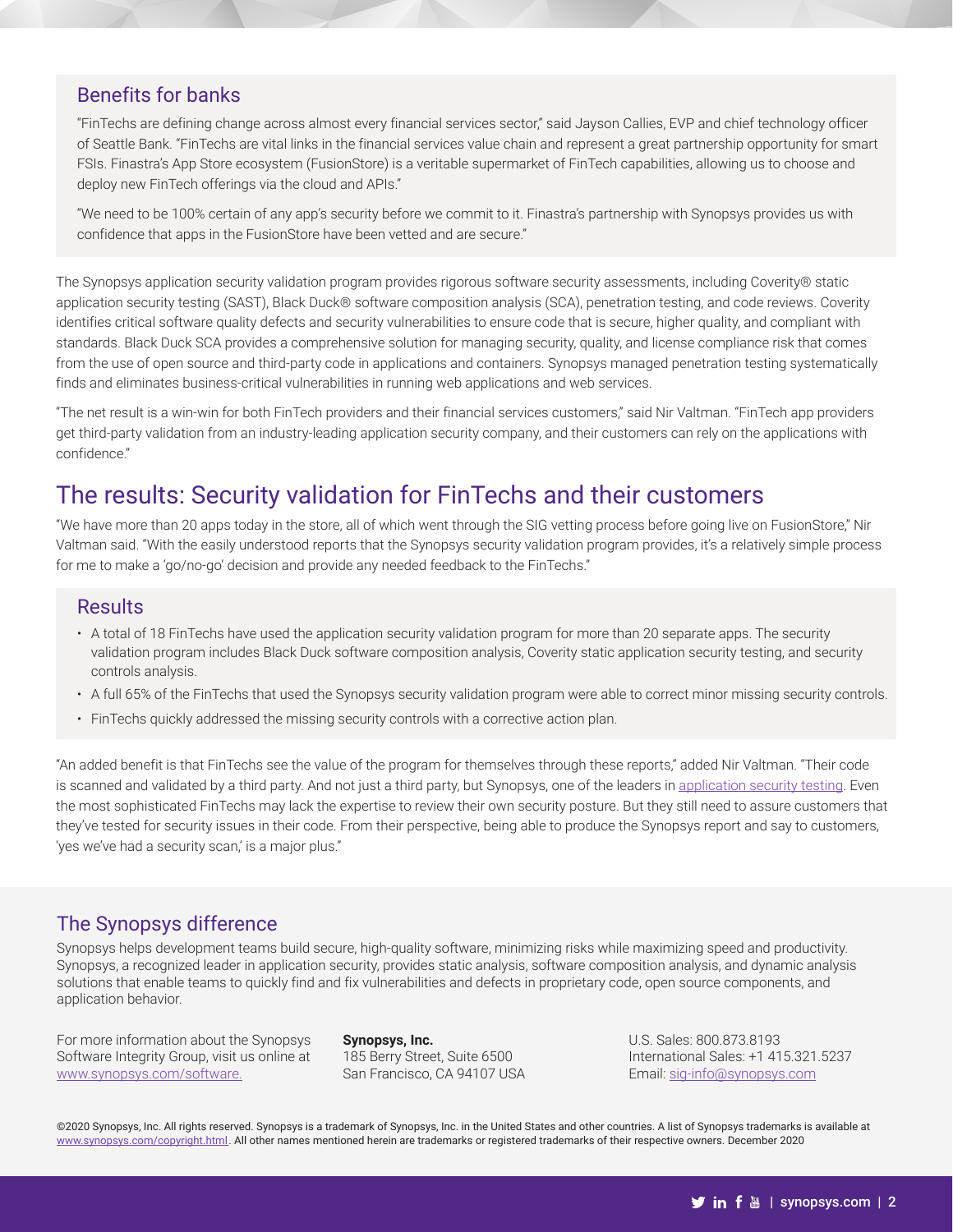### Benefits for banks

"FinTechs are defining change across almost every financial services sector," said Jayson Callies, EVP and chief technology officer of Seattle Bank. "FinTechs are vital links in the financial services value chain and represent a great partnership opportunity for smart FSIs. Finastra's App Store ecosystem (FusionStore) is a veritable supermarket of FinTech capabilities, allowing us to choose and deploy new FinTech offerings via the cloud and APIs."

"We need to be 100% certain of any app's security before we commit to it. Finastra's partnership with Synopsys provides us with confidence that apps in the FusionStore have been vetted and are secure."

The Synopsys application security validation program provides rigorous software security assessments, including Coverity® static application security testing (SAST), Black Duck® software composition analysis (SCA), penetration testing, and code reviews. Coverity identifies critical software quality defects and security vulnerabilities to ensure code that is secure, higher quality, and compliant with standards. Black Duck SCA provides a comprehensive solution for managing security, quality, and license compliance risk that comes from the use of open source and third-party code in applications and containers. Synopsys managed penetration testing systematically finds and eliminates business-critical vulnerabilities in running web applications and web services.

"The net result is a win-win for both FinTech providers and their financial services customers," said Nir Valtman. "FinTech app providers get third-party validation from an industry-leading application security company, and their customers can rely on the applications with confidence."

## The results: Security validation for FinTechs and their customers

"We have more than 20 apps today in the store, all of which went through the SIG vetting process before going live on FusionStore," Nir Valtman said. "With the easily understood reports that the Synopsys security validation program provides, it's a relatively simple process for me to make a 'go/no-go' decision and provide any needed feedback to the FinTechs."

### Results

- A total of 18 FinTechs have used the application security validation program for more than 20 separate apps. The security validation program includes Black Duck software composition analysis, Coverity static application security testing, and security controls analysis.
- A full 65% of the FinTechs that used the Synopsys security validation program were able to correct minor missing security controls.
- FinTechs quickly addressed the missing security controls with a corrective action plan.

"An added benefit is that FinTechs see the value of the program for themselves through these reports," added Nir Valtman. "Their code is scanned and validated by a third party. And not just a third party, but Synopsys, one of the leaders in application security testing. Even the most sophisticated FinTechs may lack the expertise to review their own security posture. But they still need to assure customers that they've tested for security issues in their code. From their perspective, being able to produce the Synopsys report and say to customers, 'yes we've had a security scan,' is a major plus."

### The Synopsys difference

Synopsys helps development teams build secure, high-quality software, minimizing risks while maximizing speed and productivity. Synopsys, a recognized leader in application security, provides static analysis, software composition analysis, and dynamic analysis solutions that enable teams to quickly find and fix vulnerabilities and defects in proprietary code, open source components, and application behavior.

For more information about the Synopsys Software Integrity Group, visit us online at www.synopsys.com/software.

**Synopsys, Inc.**
185 Berry Street, Suite 6500
San Francisco, CA 94107 USA

U.S. Sales: 800.873.8193
International Sales: +1 415.321.5237
Email: sig-info@synopsys.com

©2020 Synopsys, Inc. All rights reserved. Synopsys is a trademark of Synopsys, Inc. in the United States and other countries. A list of Synopsys trademarks is available at www.synopsys.com/copyright.html. All other names mentioned herein are trademarks or registered trademarks of their respective owners. December 2020